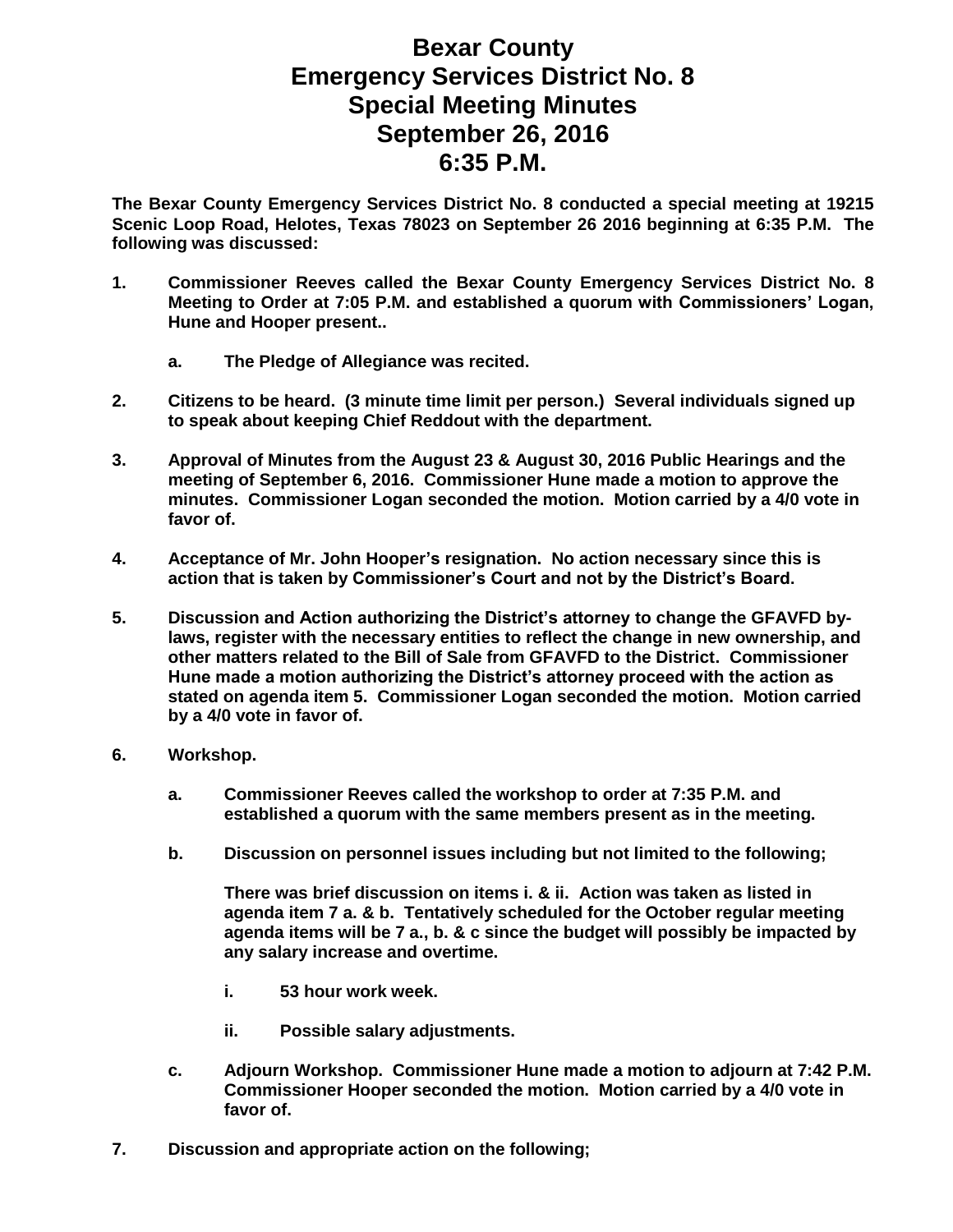# Bexar County
# Emergency Services District No. 8
# Special Meeting Minutes
# September 26, 2016
# 6:35 P.M.

**The Bexar County Emergency Services District No. 8 conducted a special meeting at 19215 Scenic Loop Road, Helotes, Texas 78023 on September 26 2016 beginning at 6:35 P.M. The following was discussed:**

1. **Commissioner Reeves called the Bexar County Emergency Services District No. 8 Meeting to Order at 7:05 P.M. and established a quorum with Commissioners' Logan, Hune and Hooper present..**

   a. **The Pledge of Allegiance was recited.**

2. **Citizens to be heard. (3 minute time limit per person.) Several individuals signed up to speak about keeping Chief Reddout with the department.**

3. **Approval of Minutes from the August 23 & August 30, 2016 Public Hearings and the meeting of September 6, 2016. Commissioner Hune made a motion to approve the minutes. Commissioner Logan seconded the motion. Motion carried by a 4/0 vote in favor of.**

4. **Acceptance of Mr. John Hooper's resignation. No action necessary since this is action that is taken by Commissioner's Court and not by the District's Board.**

5. **Discussion and Action authorizing the District's attorney to change the GFAVFD by-laws, register with the necessary entities to reflect the change in new ownership, and other matters related to the Bill of Sale from GFAVFD to the District. Commissioner Hune made a motion authorizing the District's attorney proceed with the action as stated on agenda item 5. Commissioner Logan seconded the motion. Motion carried by a 4/0 vote in favor of.**

6. **Workshop.**

   a. **Commissioner Reeves called the workshop to order at 7:35 P.M. and established a quorum with the same members present as in the meeting.**

   b. **Discussion on personnel issues including but not limited to the following;**

      **There was brief discussion on items i. & ii. Action was taken as listed in agenda item 7 a. & b. Tentatively scheduled for the October regular meeting agenda items will be 7 a., b. & c since the budget will possibly be impacted by any salary increase and overtime.**

      i. **53 hour work week.**

      ii. **Possible salary adjustments.**

   c. **Adjourn Workshop. Commissioner Hune made a motion to adjourn at 7:42 P.M. Commissioner Hooper seconded the motion. Motion carried by a 4/0 vote in favor of.**

7. **Discussion and appropriate action on the following;**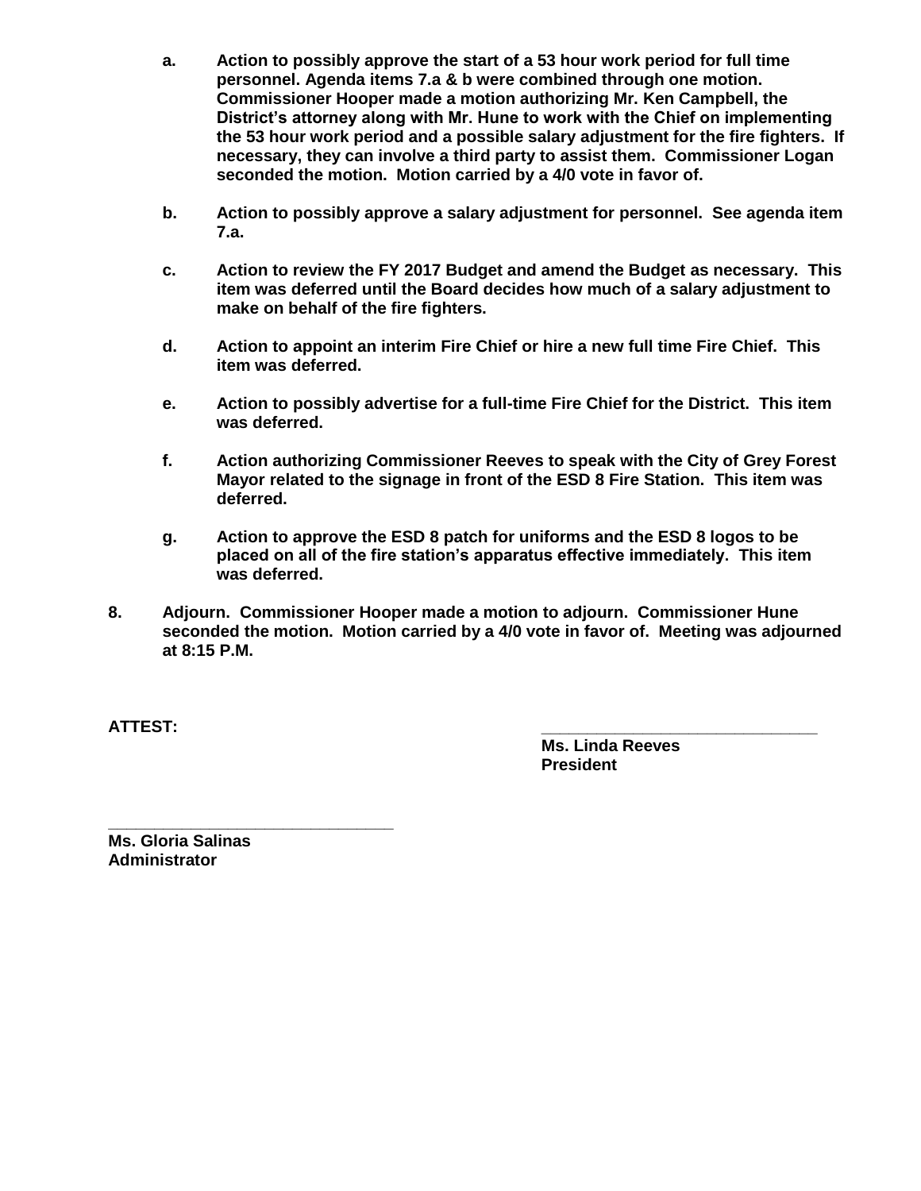a. **Action to possibly approve the start of a 53 hour work period for full time personnel. Agenda items 7.a & b were combined through one motion. Commissioner Hooper made a motion authorizing Mr. Ken Campbell, the District's attorney along with Mr. Hune to work with the Chief on implementing the 53 hour work period and a possible salary adjustment for the fire fighters. If necessary, they can involve a third party to assist them. Commissioner Logan seconded the motion. Motion carried by a 4/0 vote in favor of.**

b. **Action to possibly approve a salary adjustment for personnel. See agenda item 7.a.**

c. **Action to review the FY 2017 Budget and amend the Budget as necessary. This item was deferred until the Board decides how much of a salary adjustment to make on behalf of the fire fighters.**

d. **Action to appoint an interim Fire Chief or hire a new full time Fire Chief. This item was deferred.**

e. **Action to possibly advertise for a full-time Fire Chief for the District. This item was deferred.**

f. **Action authorizing Commissioner Reeves to speak with the City of Grey Forest Mayor related to the signage in front of the ESD 8 Fire Station. This item was deferred.**

g. **Action to approve the ESD 8 patch for uniforms and the ESD 8 logos to be placed on all of the fire station's apparatus effective immediately. This item was deferred.**

8. **Adjourn. Commissioner Hooper made a motion to adjourn. Commissioner Hune seconded the motion. Motion carried by a 4/0 vote in favor of. Meeting was adjourned at 8:15 P.M.**

**ATTEST:**

______________________________
**Ms. Linda Reeves**
**President**

______________________________
**Ms. Gloria Salinas**
**Administrator**